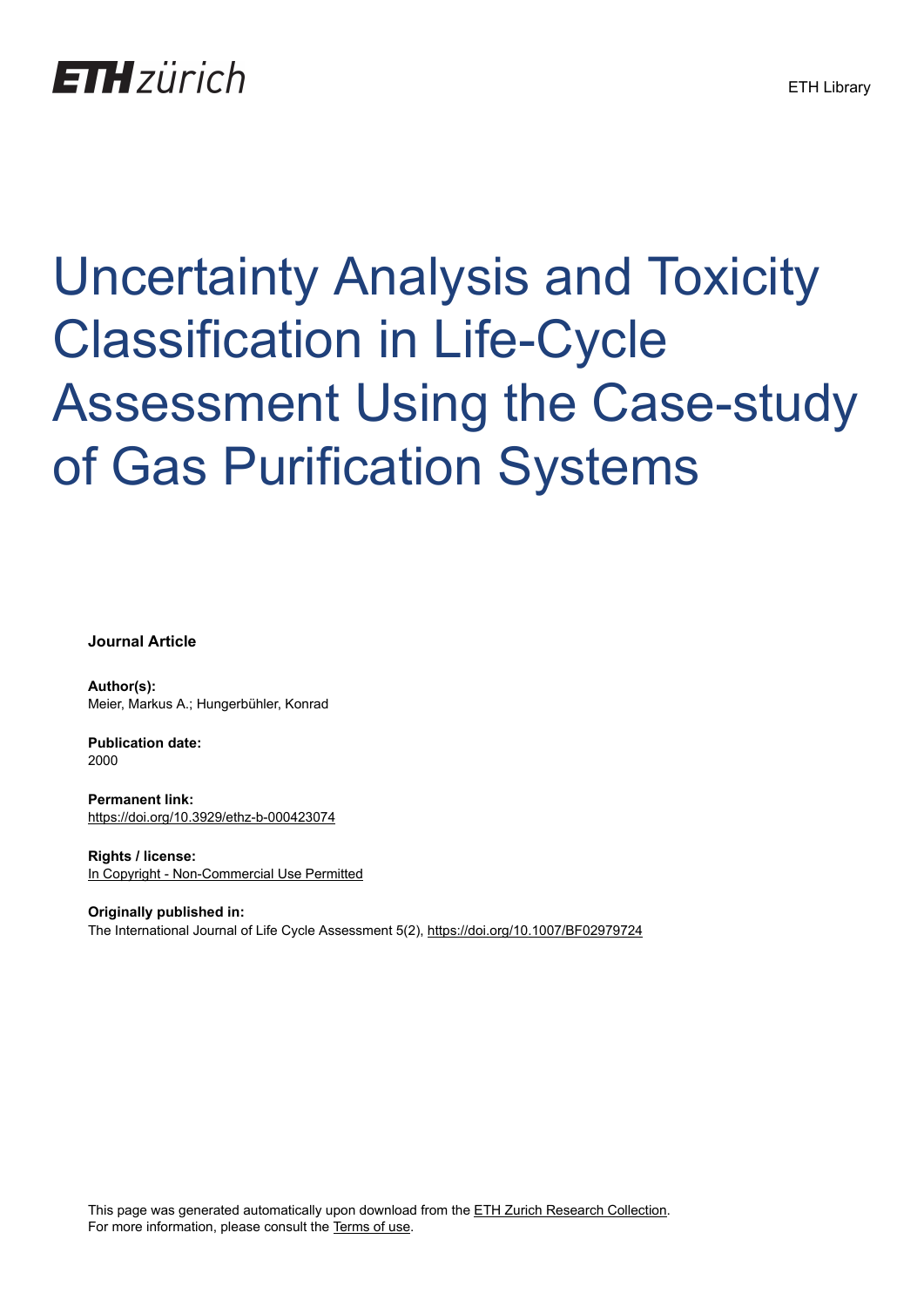ETH zürich

ETH Library

# Uncertainty Analysis and Toxicity Classification in Life-Cycle Assessment Using the Case-study of Gas Purification Systems

**Journal Article**

**Author(s):**
Meier, Markus A.; Hungerbühler, Konrad

**Publication date:**
2000

**Permanent link:**
https://doi.org/10.3929/ethz-b-000423074

**Rights / license:**
In Copyright - Non-Commercial Use Permitted

**Originally published in:**
The International Journal of Life Cycle Assessment 5(2), https://doi.org/10.1007/BF02979724

This page was generated automatically upon download from the ETH Zurich Research Collection.
For more information, please consult the Terms of use.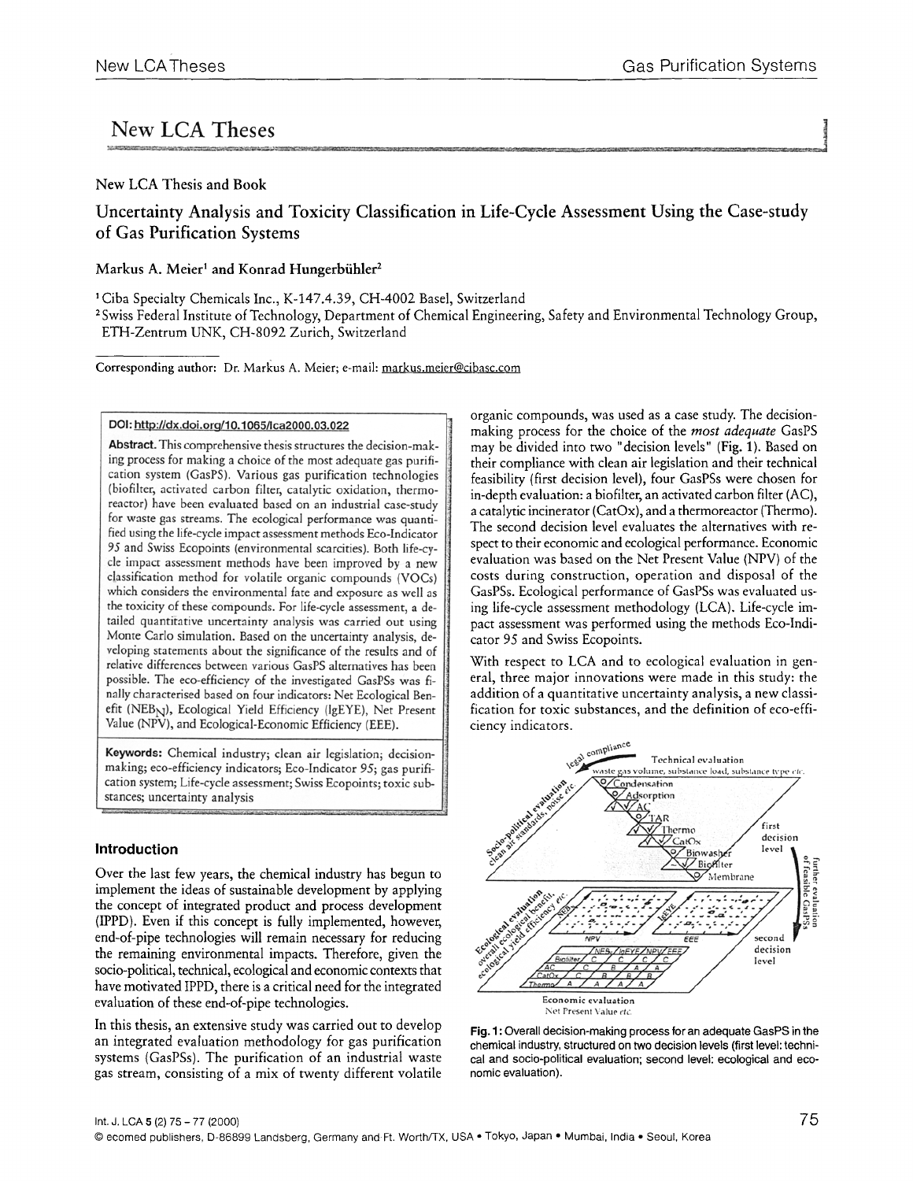# New LCA Theses

New LCA Thesis and Book

## Uncertainty Analysis and Toxicity Classification in Life-Cycle Assessment Using the Case-study of Gas Purification Systems

**Markus A. Meier[1] and Konrad Hungerbühler[2]**

[1] Ciba Specialty Chemicals Inc., K-147.4.39, CH-4002 Basel, Switzerland

[2] Swiss Federal Institute of Technology, Department of Chemical Engineering, Safety and Environmental Technology Group, ETH-Zentrum UNK, CH-8092 Zurich, Switzerland

**Corresponding author:** Dr. Markus A. Meier; e-mail: markus.meier@cibasc.com

**DOI: http://dx.doi.org/10.1065/lca2000.03.022**

**Abstract.** This comprehensive thesis structures the decision-making process for making a choice of the most adequate gas purification system (GasPS). Various gas purification technologies (biofilter, activated carbon filter, catalytic oxidation, thermoreactor) have been evaluated based on an industrial case-study for waste gas streams. The ecological performance was quantified using the life-cycle impact assessment methods Eco-Indicator 95 and Swiss Ecopoints (environmental scarcities). Both life-cycle impact assessment methods have been improved by a new classification method for volatile organic compounds (VOCs) which considers the environmental fate and exposure as well as the toxicity of these compounds. For life-cycle assessment, a detailed quantitative uncertainty analysis was carried out using Monte Carlo simulation. Based on the uncertainty analysis, developing statements about the significance of the results and of relative differences between various GasPS alternatives has been possible. The eco-efficiency of the investigated GasPSs was finally characterised based on four indicators: Net Ecological Benefit ($NEB_N$), Ecological Yield Efficiency (lgEYE), Net Present Value (NPV), and Ecological-Economic Efficiency (EEE).

**Keywords:** Chemical industry; clean air legislation; decision-making; eco-efficiency indicators; Eco-Indicator 95; gas purification system; Life-cycle assessment; Swiss Ecopoints; toxic substances; uncertainty analysis

### Introduction

Over the last few years, the chemical industry has begun to implement the ideas of sustainable development by applying the concept of integrated product and process development (IPPD). Even if this concept is fully implemented, however, end-of-pipe technologies will remain necessary for reducing the remaining environmental impacts. Therefore, given the socio-political, technical, ecological and economic contexts that have motivated IPPD, there is a critical need for the integrated evaluation of these end-of-pipe technologies.

In this thesis, an extensive study was carried out to develop an integrated evaluation methodology for gas purification systems (GasPSs). The purification of an industrial waste gas stream, consisting of a mix of twenty different volatile organic compounds, was used as a case study. The decision-making process for the choice of the *most adequate* GasPS may be divided into two "decision levels" (**Fig. 1**). Based on their compliance with clean air legislation and their technical feasibility (first decision level), four GasPSs were chosen for in-depth evaluation: a biofilter, an activated carbon filter (AC), a catalytic incinerator (CatOx), and a thermoreactor (Thermo). The second decision level evaluates the alternatives with respect to their economic and ecological performance. Economic evaluation was based on the Net Present Value (NPV) of the costs during construction, operation and disposal of the GasPSs. Ecological performance of GasPSs was evaluated using life-cycle assessment methodology (LCA). Life-cycle impact assessment was performed using the methods Eco-Indicator 95 and Swiss Ecopoints.

With respect to LCA and to ecological evaluation in general, three major innovations were made in this study: the addition of a quantitative uncertainty analysis, a new classification for toxic substances, and the definition of eco-efficiency indicators.

**Fig. 1:** Overall decision-making process for an adequate GasPS in the chemical industry, structured on two decision levels (first level: technical and socio-political evaluation; second level: ecological and economic evaluation).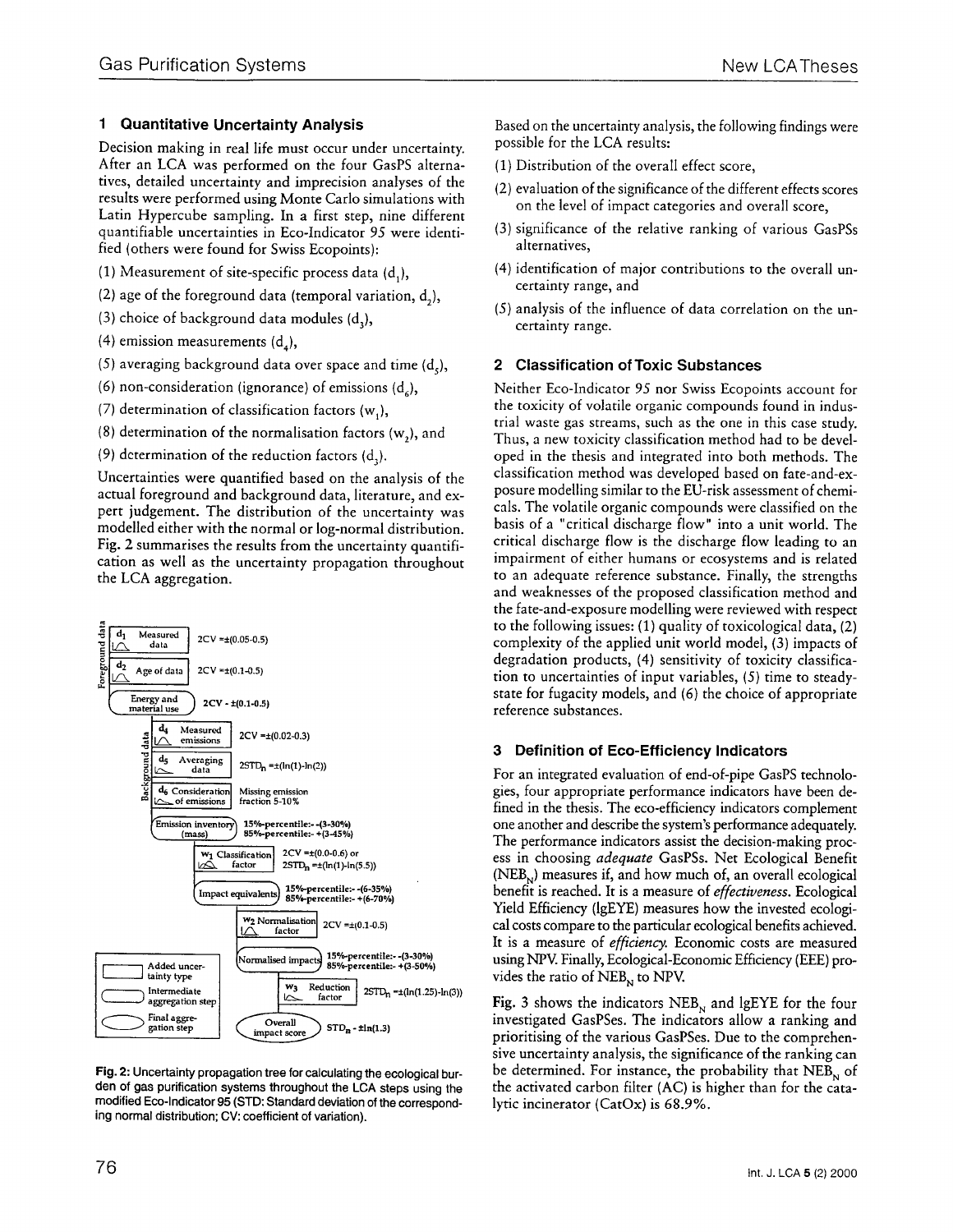## 1 Quantitative Uncertainty Analysis

Decision making in real life must occur under uncertainty. After an LCA was performed on the four GasPS alternatives, detailed uncertainty and imprecision analyses of the results were performed using Monte Carlo simulations with Latin Hypercube sampling. In a first step, nine different quantifiable uncertainties in Eco-Indicator 95 were identified (others were found for Swiss Ecopoints):

(1) Measurement of site-specific process data ($d_1$),

(2) age of the foreground data (temporal variation, $d_2$),

(3) choice of background data modules ($d_3$),

(4) emission measurements ($d_4$),

(5) averaging background data over space and time ($d_5$),

(6) non-consideration (ignorance) of emissions ($d_6$),

(7) determination of classification factors ($w_1$),

(8) determination of the normalisation factors ($w_2$), and

(9) determination of the reduction factors ($d_3$).

Uncertainties were quantified based on the analysis of the actual foreground and background data, literature, and expert judgement. The distribution of the uncertainty was modelled either with the normal or log-normal distribution. Fig. 2 summarises the results from the uncertainty quantification as well as the uncertainty propagation throughout the LCA aggregation.

Foreground data:
- $d_1$ Measured data: 2CV = ±(0.05-0.5)
- $d_2$ Age of data: 2CV = ±(0.1-0.5)
- Energy and material use: 2CV = ±(0.1-0.5)

Background data:
- $d_4$ Measured emissions: 2CV = ±(0.02-0.3)
- $d_5$ Averaging data: $2STD_n = \pm(\ln(1)-\ln(2))$
- $d_6$ Consideration of emissions: Missing emission fraction 5-10%
- Emission inventory (mass): 15%-percentile: -(3-30%); 85%-percentile: +(3-45%)
- $w_1$ Classification factor: 2CV = ±(0.0-0.6) or $2STD_n = \pm(\ln(1)-\ln(5.5))$
- Impact equivalents: 15%-percentile: -(6-35%); 85%-percentile: +(6-70%)
- $w_2$ Normalisation factor: 2CV = ±(0.1-0.5)
- Normalised impacts: 15%-percentile: -(3-30%); 85%-percentile: +(3-50%)
- $w_3$ Reduction factor: $2STD_n = \pm(\ln(1.25)-\ln(3))$
- Overall impact score: $STD_n = \pm\ln(1.3)$

Legend: Added uncertainty type; Intermediate aggregation step; Final aggregation step

**Fig. 2:** Uncertainty propagation tree for calculating the ecological burden of gas purification systems throughout the LCA steps using the modified Eco-Indicator 95 (STD: Standard deviation of the corresponding normal distribution; CV: coefficient of variation).

Based on the uncertainty analysis, the following findings were possible for the LCA results:

(1) Distribution of the overall effect score,

(2) evaluation of the significance of the different effects scores on the level of impact categories and overall score,

(3) significance of the relative ranking of various GasPSs alternatives,

(4) identification of major contributions to the overall uncertainty range, and

(5) analysis of the influence of data correlation on the uncertainty range.

## 2 Classification of Toxic Substances

Neither Eco-Indicator 95 nor Swiss Ecopoints account for the toxicity of volatile organic compounds found in industrial waste gas streams, such as the one in this case study. Thus, a new toxicity classification method had to be developed in the thesis and integrated into both methods. The classification method was developed based on fate-and-exposure modelling similar to the EU-risk assessment of chemicals. The volatile organic compounds were classified on the basis of a "critical discharge flow" into a unit world. The critical discharge flow is the discharge flow leading to an impairment of either humans or ecosystems and is related to an adequate reference substance. Finally, the strengths and weaknesses of the proposed classification method and the fate-and-exposure modelling were reviewed with respect to the following issues: (1) quality of toxicological data, (2) complexity of the applied unit world model, (3) impacts of degradation products, (4) sensitivity of toxicity classification to uncertainties of input variables, (5) time to steady-state for fugacity models, and (6) the choice of appropriate reference substances.

## 3 Definition of Eco-Efficiency Indicators

For an integrated evaluation of end-of-pipe GasPS technologies, four appropriate performance indicators have been defined in the thesis. The eco-efficiency indicators complement one another and describe the system's performance adequately. The performance indicators assist the decision-making process in choosing *adequate* GasPSs. Net Ecological Benefit ($NEB_N$) measures if, and how much of, an overall ecological benefit is reached. It is a measure of *effectiveness*. Ecological Yield Efficiency (lgEYE) measures how the invested ecological costs compare to the particular ecological benefits achieved. It is a measure of *efficiency*. Economic costs are measured using NPV. Finally, Ecological-Economic Efficiency (EEE) provides the ratio of $NEB_N$ to NPV.

Fig. 3 shows the indicators $NEB_N$ and lgEYE for the four investigated GasPSes. The indicators allow a ranking and prioritising of the various GasPSes. Due to the comprehensive uncertainty analysis, the significance of the ranking can be determined. For instance, the probability that $NEB_N$ of the activated carbon filter (AC) is higher than for the catalytic incinerator (CatOx) is 68.9%.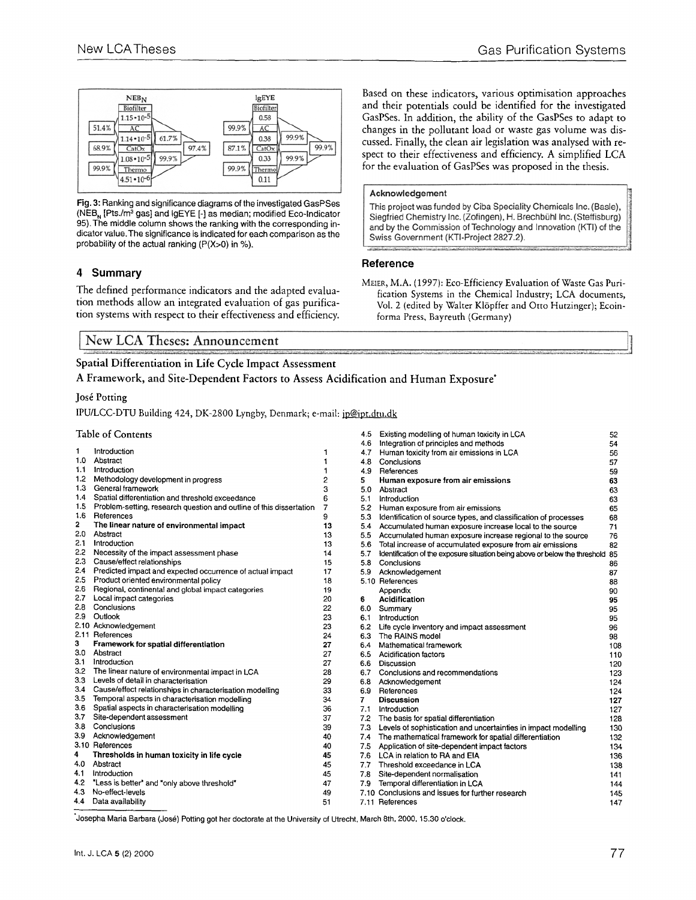NEB$_N$

Biofilter

1.15•10$^{-5}$

51.4%

AC

1.14•10$^{-5}$

61.7%

68.9%

CatOx

97.4%

1.08•10$^{-5}$

99.9%

99.9%

Thermo

4.51•10$^{-6}$

lgEYE

Biofilter

0.58

99.9%

AC

0.38

99.9%

87.1%

CatOx

99.9%

0.33

99.9%

99.9%

Thermo

0.11

**Fig. 3:** Ranking and significance diagrams of the investigated GasPSes (NEB$_N$ [Pts./m$^3$ gas] and lgEYE [-] as median; modified Eco-Indicator 95). The middle column shows the ranking with the corresponding indicator value. The significance is indicated for each comparison as the probability of the actual ranking (P(X>0) in %).

## 4 Summary

The defined performance indicators and the adapted evaluation methods allow an integrated evaluation of gas purification systems with respect to their effectiveness and efficiency. Based on these indicators, various optimisation approaches and their potentials could be identified for the investigated GasPSes. In addition, the ability of the GasPSes to adapt to changes in the pollutant load or waste gas volume was discussed. Finally, the clean air legislation was analysed with respect to their effectiveness and efficiency. A simplified LCA for the evaluation of GasPSes was proposed in the thesis.

**Acknowledgement**

This project was funded by Ciba Speciality Chemicals Inc. (Basle), Siegfried Chemistry Inc. (Zofingen), H. Brechbühl Inc. (Steffisburg) and by the Commission of Technology and Innovation (KTI) of the Swiss Government (KTI-Project 2827.2).

## Reference

MEIER, M.A. (1997): Eco-Efficiency Evaluation of Waste Gas Purification Systems in the Chemical Industry; LCA documents, Vol. 2 (edited by Walter Klöpffer and Otto Hutzinger); Ecoinforma Press, Bayreuth (Germany)

# New LCA Theses: Announcement

## Spatial Differentiation in Life Cycle Impact Assessment

### A Framework, and Site-Dependent Factors to Assess Acidification and Human Exposure*

José Potting

IPU/LCC-DTU Building 424, DK-2800 Lyngby, Denmark; e-mail: jp@ipt.dtu.dk

**Table of Contents**

| | | |
|---|---|---|
| 1 | Introduction | 1 |
| 1.0 | Abstract | 1 |
| 1.1 | Introduction | 1 |
| 1.2 | Methodology development in progress | 2 |
| 1.3 | General framework | 3 |
| 1.4 | Spatial differentiation and threshold exceedance | 6 |
| 1.5 | Problem-setting, research question and outline of this dissertation | 7 |
| 1.6 | References | 9 |
| **2** | **The linear nature of environmental impact** | **13** |
| 2.0 | Abstract | 13 |
| 2.1 | Introduction | 13 |
| 2.2 | Necessity of the impact assessment phase | 14 |
| 2.3 | Cause/effect relationships | 15 |
| 2.4 | Predicted impact and expected occurrence of actual impact | 17 |
| 2.5 | Product oriented environmental policy | 18 |
| 2.6 | Regional, continental and global impact categories | 19 |
| 2.7 | Local impact categories | 20 |
| 2.8 | Conclusions | 22 |
| 2.9 | Outlook | 23 |
| 2.10 | Acknowledgement | 23 |
| 2.11 | References | 24 |
| **3** | **Framework for spatial differentiation** | **27** |
| 3.0 | Abstract | 27 |
| 3.1 | Introduction | 27 |
| 3.2 | The linear nature of environmental impact in LCA | 28 |
| 3.3 | Levels of detail in characterisation | 29 |
| 3.4 | Cause/effect relationships in characterisation modelling | 33 |
| 3.5 | Temporal aspects in characterisation modelling | 34 |
| 3.6 | Spatial aspects in characterisation modelling | 36 |
| 3.7 | Site-dependent assessment | 37 |
| 3.8 | Conclusions | 39 |
| 3.9 | Acknowledgement | 40 |
| 3.10 | References | 40 |
| **4** | **Thresholds in human toxicity in life cycle** | **45** |
| 4.0 | Abstract | 45 |
| 4.1 | Introduction | 45 |
| 4.2 | "Less is better" and "only above threshold" | 47 |
| 4.3 | No-effect-levels | 49 |
| 4.4 | Data availability | 51 |
| 4.5 | Existing modelling of human toxicity in LCA | 52 |
| 4.6 | Integration of principles and methods | 54 |
| 4.7 | Human toxicity from air emissions in LCA | 56 |
| 4.8 | Conclusions | 57 |
| 4.9 | References | 59 |
| **5** | **Human exposure from air emissions** | **63** |
| 5.0 | Abstract | 63 |
| 5.1 | Introduction | 63 |
| 5.2 | Human exposure from air emissions | 65 |
| 5.3 | Identification of source types, and classification of processes | 68 |
| 5.4 | Accumulated human exposure increase local to the source | 71 |
| 5.5 | Accumulated human exposure increase regional to the source | 76 |
| 5.6 | Total increase of accumulated exposure from air emissions | 82 |
| 5.7 | Identification of the exposure situation being above or below the threshold | 85 |
| 5.8 | Conclusions | 86 |
| 5.9 | Acknowledgement | 87 |
| 5.10 | References | 88 |
| | Appendix | 90 |
| **6** | **Acidification** | **95** |
| 6.0 | Summary | 95 |
| 6.1 | Introduction | 95 |
| 6.2 | Life cycle inventory and impact assessment | 96 |
| 6.3 | The RAINS model | 98 |
| 6.4 | Mathematical framework | 108 |
| 6.5 | Acidification factors | 110 |
| 6.6 | Discussion | 120 |
| 6.7 | Conclusions and recommendations | 123 |
| 6.8 | Acknowledgement | 124 |
| 6.9 | References | 124 |
| **7** | **Discussion** | **127** |
| 7.1 | Introduction | 127 |
| 7.2 | The basis for spatial differentiation | 128 |
| 7.3 | Levels of sophistication and uncertainties in impact modelling | 130 |
| 7.4 | The mathematical framework for spatial differentiation | 132 |
| 7.5 | Application of site-dependent impact factors | 134 |
| 7.6 | LCA in relation to RA and EIA | 136 |
| 7.7 | Threshold exceedance in LCA | 138 |
| 7.8 | Site-dependent normalisation | 141 |
| 7.9 | Temporal differentiation in LCA | 144 |
| 7.10 | Conclusions and issues for further research | 145 |
| 7.11 | References | 147 |

*Josepha Maria Barbara (José) Potting got her doctorate at the University of Utrecht, March 8th, 2000, 15.30 o'clock.